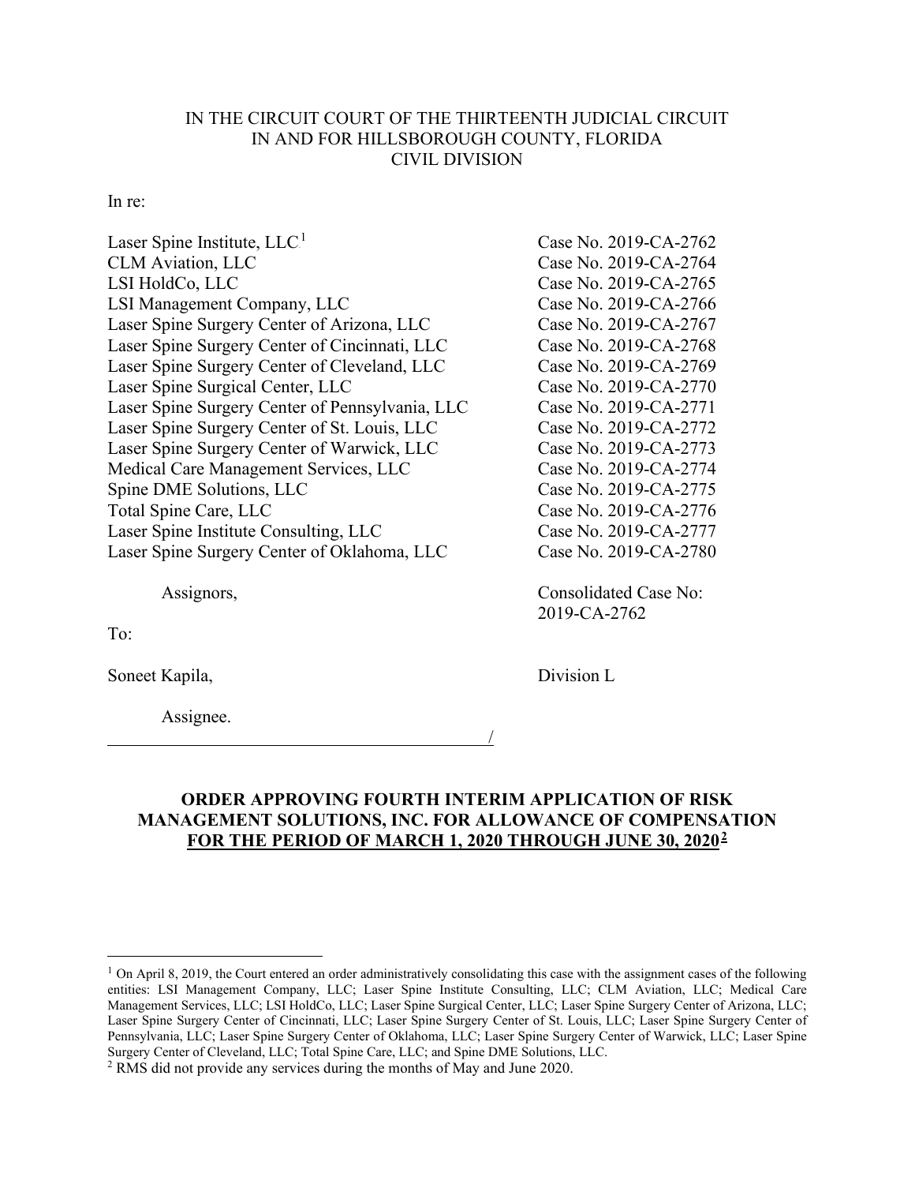IN THE CIRCUIT COURT OF THE THIRTEENTH JUDICIAL CIRCUIT
IN AND FOR HILLSBOROUGH COUNTY, FLORIDA
CIVIL DIVISION

In re:

| | |
|---|---|
| Laser Spine Institute, LLC[1] | Case No. 2019-CA-2762 |
| CLM Aviation, LLC | Case No. 2019-CA-2764 |
| LSI HoldCo, LLC | Case No. 2019-CA-2765 |
| LSI Management Company, LLC | Case No. 2019-CA-2766 |
| Laser Spine Surgery Center of Arizona, LLC | Case No. 2019-CA-2767 |
| Laser Spine Surgery Center of Cincinnati, LLC | Case No. 2019-CA-2768 |
| Laser Spine Surgery Center of Cleveland, LLC | Case No. 2019-CA-2769 |
| Laser Spine Surgical Center, LLC | Case No. 2019-CA-2770 |
| Laser Spine Surgery Center of Pennsylvania, LLC | Case No. 2019-CA-2771 |
| Laser Spine Surgery Center of St. Louis, LLC | Case No. 2019-CA-2772 |
| Laser Spine Surgery Center of Warwick, LLC | Case No. 2019-CA-2773 |
| Medical Care Management Services, LLC | Case No. 2019-CA-2774 |
| Spine DME Solutions, LLC | Case No. 2019-CA-2775 |
| Total Spine Care, LLC | Case No. 2019-CA-2776 |
| Laser Spine Institute Consulting, LLC | Case No. 2019-CA-2777 |
| Laser Spine Surgery Center of Oklahoma, LLC | Case No. 2019-CA-2780 |

Assignors,

Consolidated Case No: 2019-CA-2762

To:

Soneet Kapila,

Division L

Assignee.

______________________________________/

**ORDER APPROVING FOURTH INTERIM APPLICATION OF RISK MANAGEMENT SOLUTIONS, INC. FOR ALLOWANCE OF COMPENSATION FOR THE PERIOD OF MARCH 1, 2020 THROUGH JUNE 30, 2020[2]**

---

[1] On April 8, 2019, the Court entered an order administratively consolidating this case with the assignment cases of the following entities: LSI Management Company, LLC; Laser Spine Institute Consulting, LLC; CLM Aviation, LLC; Medical Care Management Services, LLC; LSI HoldCo, LLC; Laser Spine Surgical Center, LLC; Laser Spine Surgery Center of Arizona, LLC; Laser Spine Surgery Center of Cincinnati, LLC; Laser Spine Surgery Center of St. Louis, LLC; Laser Spine Surgery Center of Pennsylvania, LLC; Laser Spine Surgery Center of Oklahoma, LLC; Laser Spine Surgery Center of Warwick, LLC; Laser Spine Surgery Center of Cleveland, LLC; Total Spine Care, LLC; and Spine DME Solutions, LLC.

[2] RMS did not provide any services during the months of May and June 2020.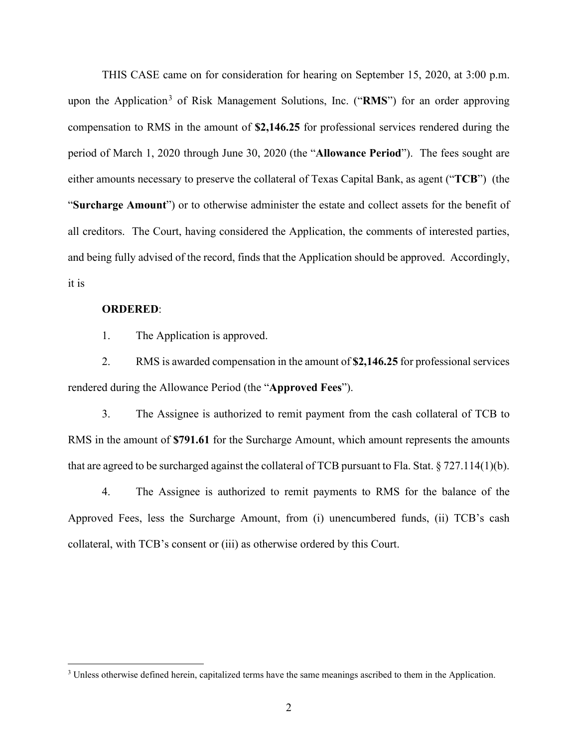THIS CASE came on for consideration for hearing on September 15, 2020, at 3:00 p.m. upon the Application[3] of Risk Management Solutions, Inc. ("**RMS**") for an order approving compensation to RMS in the amount of **$2,146.25** for professional services rendered during the period of March 1, 2020 through June 30, 2020 (the "**Allowance Period**"). The fees sought are either amounts necessary to preserve the collateral of Texas Capital Bank, as agent ("**TCB**") (the "**Surcharge Amount**") or to otherwise administer the estate and collect assets for the benefit of all creditors. The Court, having considered the Application, the comments of interested parties, and being fully advised of the record, finds that the Application should be approved. Accordingly, it is

**ORDERED**:

1. The Application is approved.

2. RMS is awarded compensation in the amount of **$2,146.25** for professional services rendered during the Allowance Period (the "**Approved Fees**").

3. The Assignee is authorized to remit payment from the cash collateral of TCB to RMS in the amount of **$791.61** for the Surcharge Amount, which amount represents the amounts that are agreed to be surcharged against the collateral of TCB pursuant to Fla. Stat. § 727.114(1)(b).

4. The Assignee is authorized to remit payments to RMS for the balance of the Approved Fees, less the Surcharge Amount, from (i) unencumbered funds, (ii) TCB's cash collateral, with TCB's consent or (iii) as otherwise ordered by this Court.

---

[3] Unless otherwise defined herein, capitalized terms have the same meanings ascribed to them in the Application.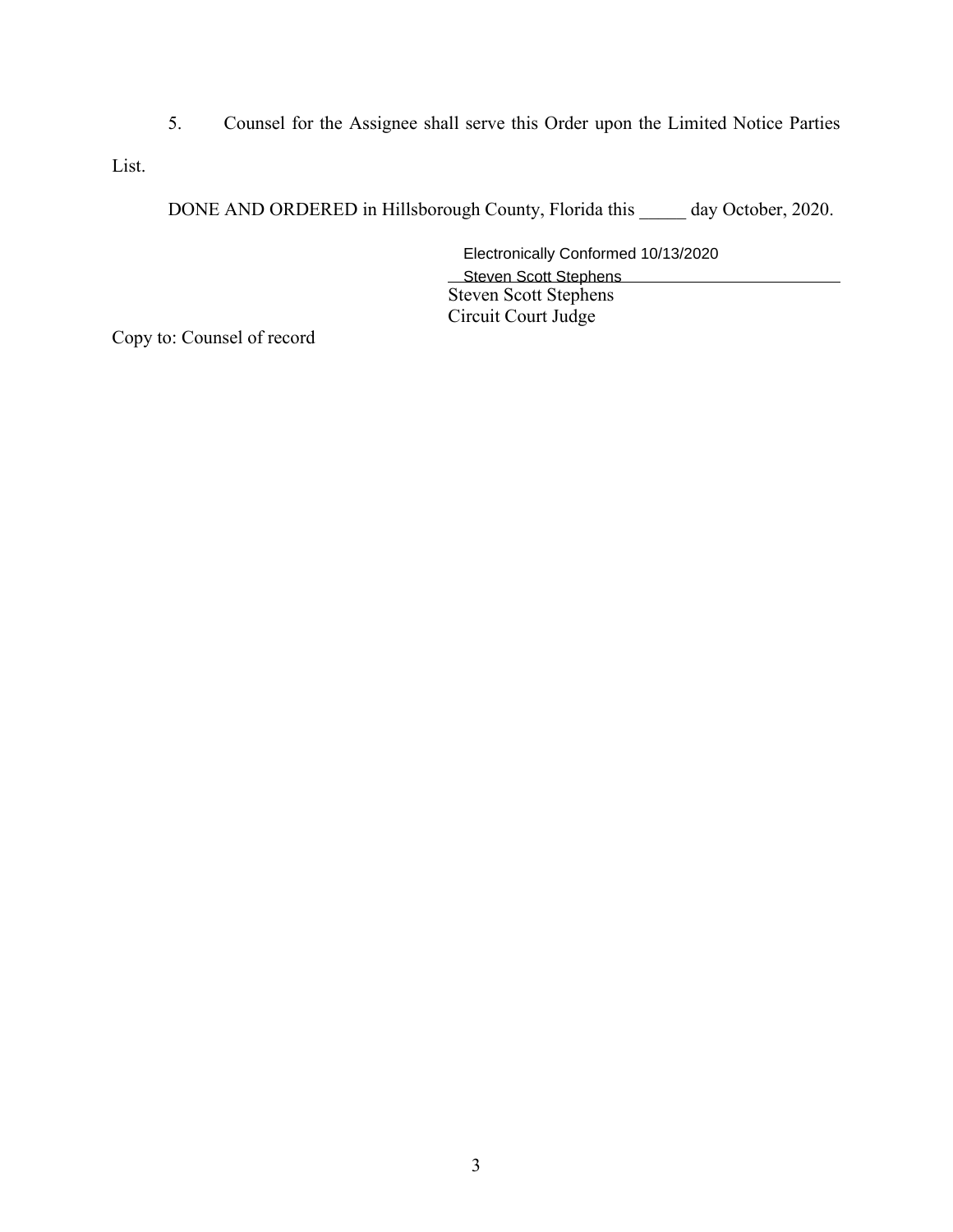5. Counsel for the Assignee shall serve this Order upon the Limited Notice Parties List.

DONE AND ORDERED in Hillsborough County, Florida this _____ day October, 2020.

Electronically Conformed 10/13/2020
Steven Scott Stephens
Steven Scott Stephens
Circuit Court Judge

Copy to: Counsel of record